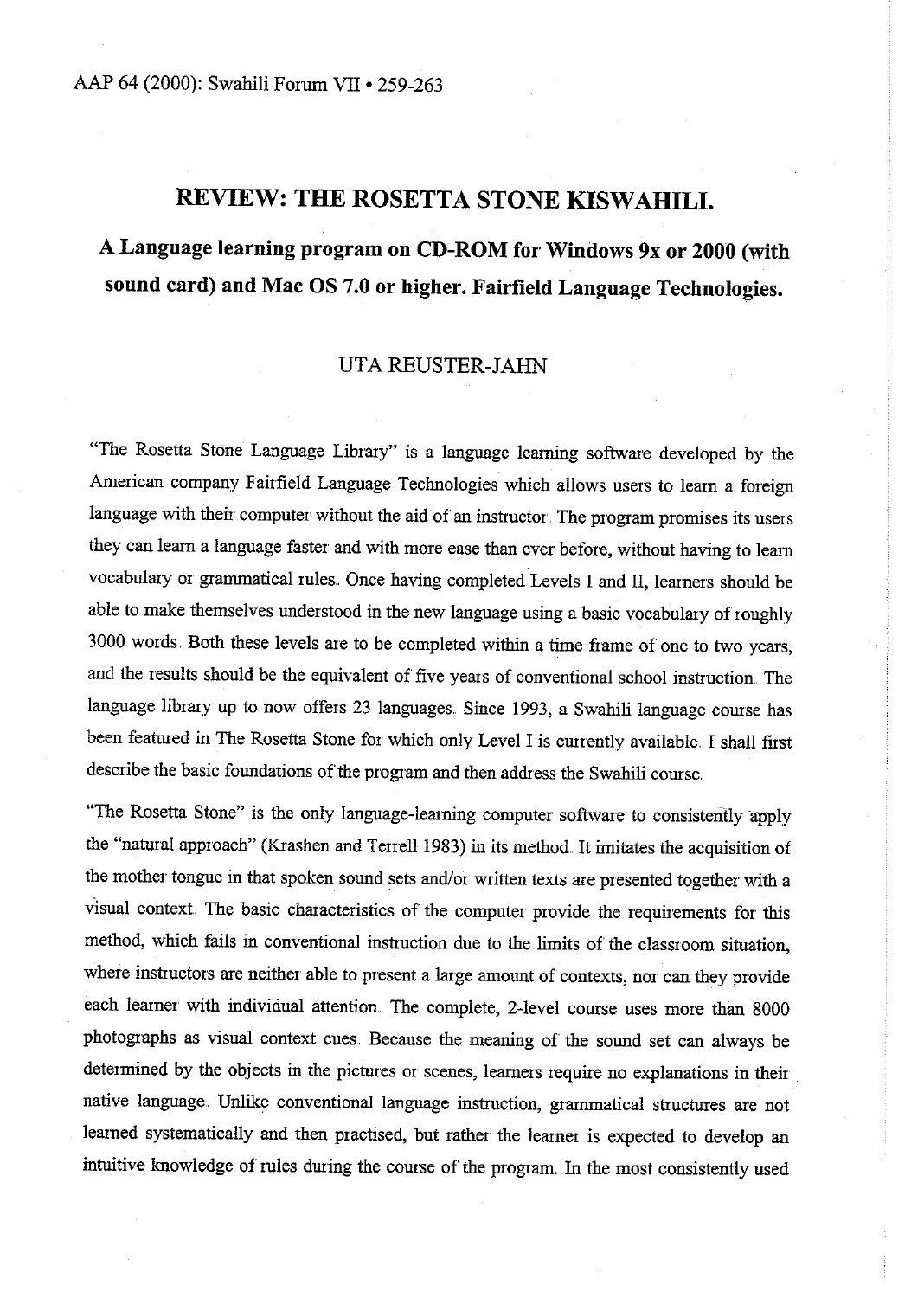# REVIEW: THE ROSETTA STONE KISWAHILI.

## A Language learning program on CD-ROM for Windows 9x or 2000 (with sound card) and Mac OS 7.0 or higher. Fairfield Language Technologies.

UTA REUSTER-JAHN

"The Rosetta Stone Language Library" is a language learning software developed by the American company Fairfield Language Technologies which allows users to learn a foreign language with their computer without the aid of an instructor. The program promises its users they can learn a language faster and with more ease than ever before, without having to learn vocabulary or grammatical rules. Once having completed Levels I and II, learners should be able to make themselves understood in the new language using a basic vocabulary of roughly 3000 words. Both these levels are to be completed within a time frame of one to two years, and the results should be the equivalent of five years of conventional school instruction. The language library up to now offers 23 languages. Since 1993, a Swahili language course has been featured in The Rosetta Stone for which only Level I is currently available. I shall first describe the basic foundations of the program and then address the Swahili course.

"The Rosetta Stone" is the only language-learning computer software to consistently apply the "natural approach" (Krashen and Terrell 1983) in its method. It imitates the acquisition of the mother tongue in that spoken sound sets and/or written texts are presented together with a visual context. The basic characteristics of the computer provide the requirements for this method, which fails in conventional instruction due to the limits of the classroom situation, where instructors are neither able to present a large amount of contexts, nor can they provide each learner with individual attention. The complete, 2-level course uses more than 8000 photographs as visual context cues. Because the meaning of the sound set can always be determined by the objects in the pictures or scenes, learners require no explanations in their native language. Unlike conventional language instruction, grammatical structures are not learned systematically and then practised, but rather the learner is expected to develop an intuitive knowledge of rules during the course of the program. In the most consistently used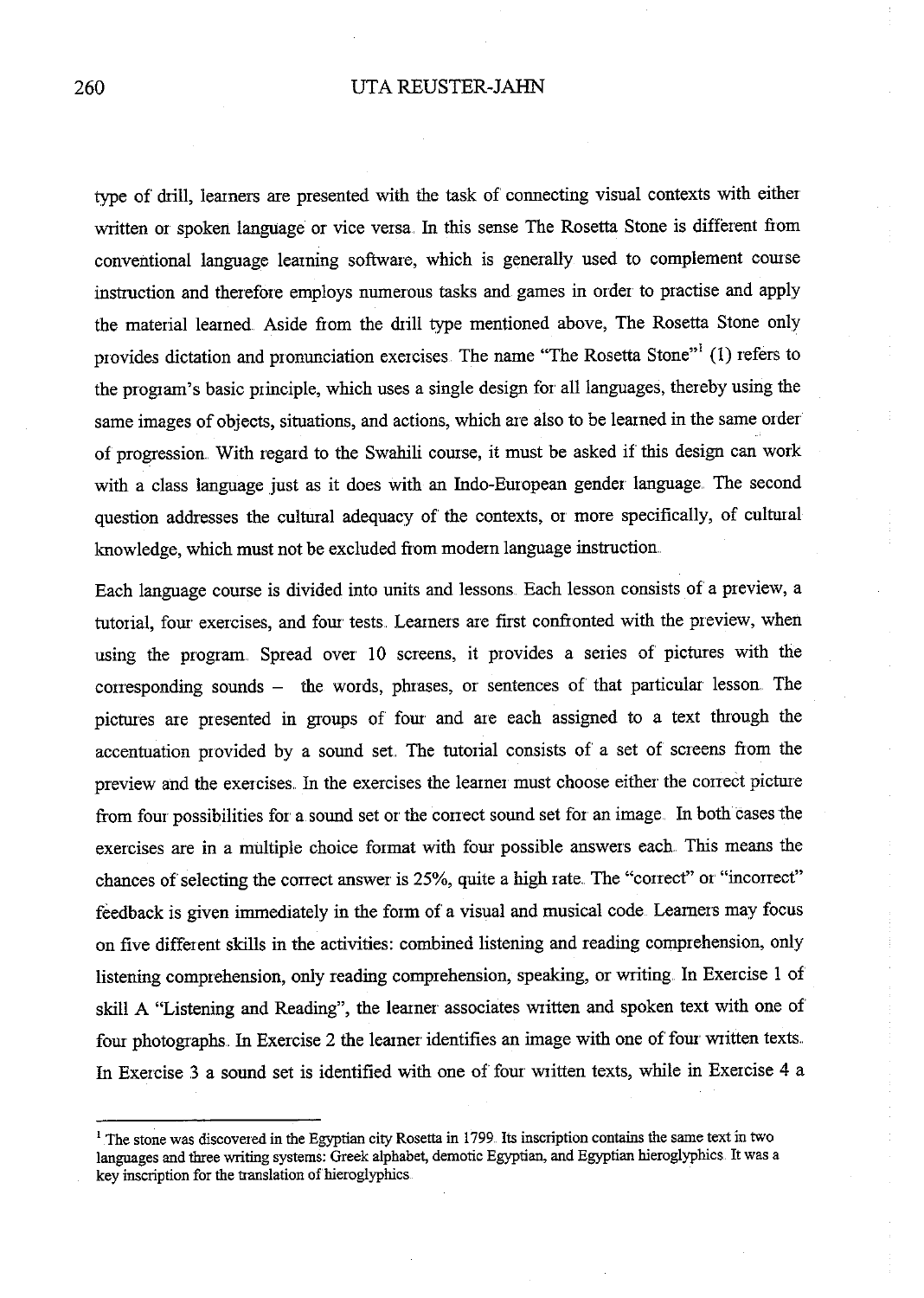type of drill, learners are presented with the task of connecting visual contexts with either written or spoken language or vice versa. In this sense The Rosetta Stone is different from conventional language learning software, which is generally used to complement course instruction and therefore employs numerous tasks and games in order to practise and apply the material learned. Aside from the drill type mentioned above, The Rosetta Stone only provides dictation and pronunciation exercises. The name "The Rosetta Stone"[1] (1) refers to the program's basic principle, which uses a single design for all languages, thereby using the same images of objects, situations, and actions, which are also to be learned in the same order of progression. With regard to the Swahili course, it must be asked if this design can work with a class language just as it does with an Indo-European gender language. The second question addresses the cultural adequacy of the contexts, or more specifically, of cultural knowledge, which must not be excluded from modern language instruction.

Each language course is divided into units and lessons. Each lesson consists of a preview, a tutorial, four exercises, and four tests. Learners are first confronted with the preview, when using the program. Spread over 10 screens, it provides a series of pictures with the corresponding sounds – the words, phrases, or sentences of that particular lesson. The pictures are presented in groups of four and are each assigned to a text through the accentuation provided by a sound set. The tutorial consists of a set of screens from the preview and the exercises. In the exercises the learner must choose either the correct picture from four possibilities for a sound set or the correct sound set for an image. In both cases the exercises are in a multiple choice format with four possible answers each. This means the chances of selecting the correct answer is 25%, quite a high rate. The "correct" or "incorrect" feedback is given immediately in the form of a visual and musical code. Learners may focus on five different skills in the activities: combined listening and reading comprehension, only listening comprehension, only reading comprehension, speaking, or writing. In Exercise 1 of skill A "Listening and Reading", the learner associates written and spoken text with one of four photographs. In Exercise 2 the learner identifies an image with one of four written texts. In Exercise 3 a sound set is identified with one of four written texts, while in Exercise 4 a

---

[1] The stone was discovered in the Egyptian city Rosetta in 1799. Its inscription contains the same text in two languages and three writing systems: Greek alphabet, demotic Egyptian, and Egyptian hieroglyphics. It was a key inscription for the translation of hieroglyphics.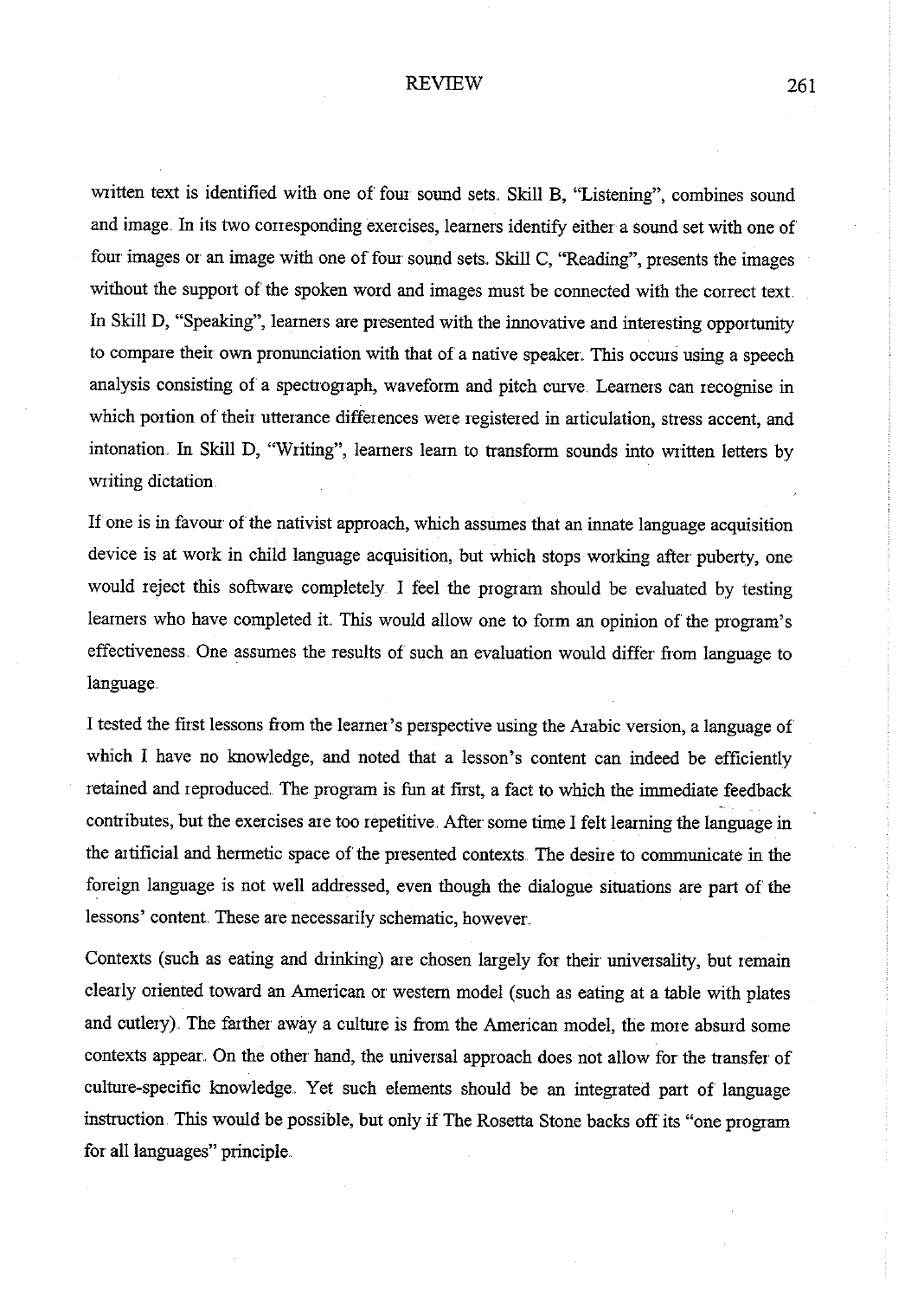written text is identified with one of four sound sets. Skill B, "Listening", combines sound and image. In its two corresponding exercises, learners identify either a sound set with one of four images or an image with one of four sound sets. Skill C, "Reading", presents the images without the support of the spoken word and images must be connected with the correct text. In Skill D, "Speaking", learners are presented with the innovative and interesting opportunity to compare their own pronunciation with that of a native speaker. This occurs using a speech analysis consisting of a spectrograph, waveform and pitch curve. Learners can recognise in which portion of their utterance differences were registered in articulation, stress accent, and intonation. In Skill D, "Writing", learners learn to transform sounds into written letters by writing dictation.

If one is in favour of the nativist approach, which assumes that an innate language acquisition device is at work in child language acquisition, but which stops working after puberty, one would reject this software completely. I feel the program should be evaluated by testing learners who have completed it. This would allow one to form an opinion of the program's effectiveness. One assumes the results of such an evaluation would differ from language to language.

I tested the first lessons from the learner's perspective using the Arabic version, a language of which I have no knowledge, and noted that a lesson's content can indeed be efficiently retained and reproduced. The program is fun at first, a fact to which the immediate feedback contributes, but the exercises are too repetitive. After some time I felt learning the language in the artificial and hermetic space of the presented contexts. The desire to communicate in the foreign language is not well addressed, even though the dialogue situations are part of the lessons' content. These are necessarily schematic, however.

Contexts (such as eating and drinking) are chosen largely for their universality, but remain clearly oriented toward an American or western model (such as eating at a table with plates and cutlery). The farther away a culture is from the American model, the more absurd some contexts appear. On the other hand, the universal approach does not allow for the transfer of culture-specific knowledge. Yet such elements should be an integrated part of language instruction. This would be possible, but only if The Rosetta Stone backs off its "one program for all languages" principle.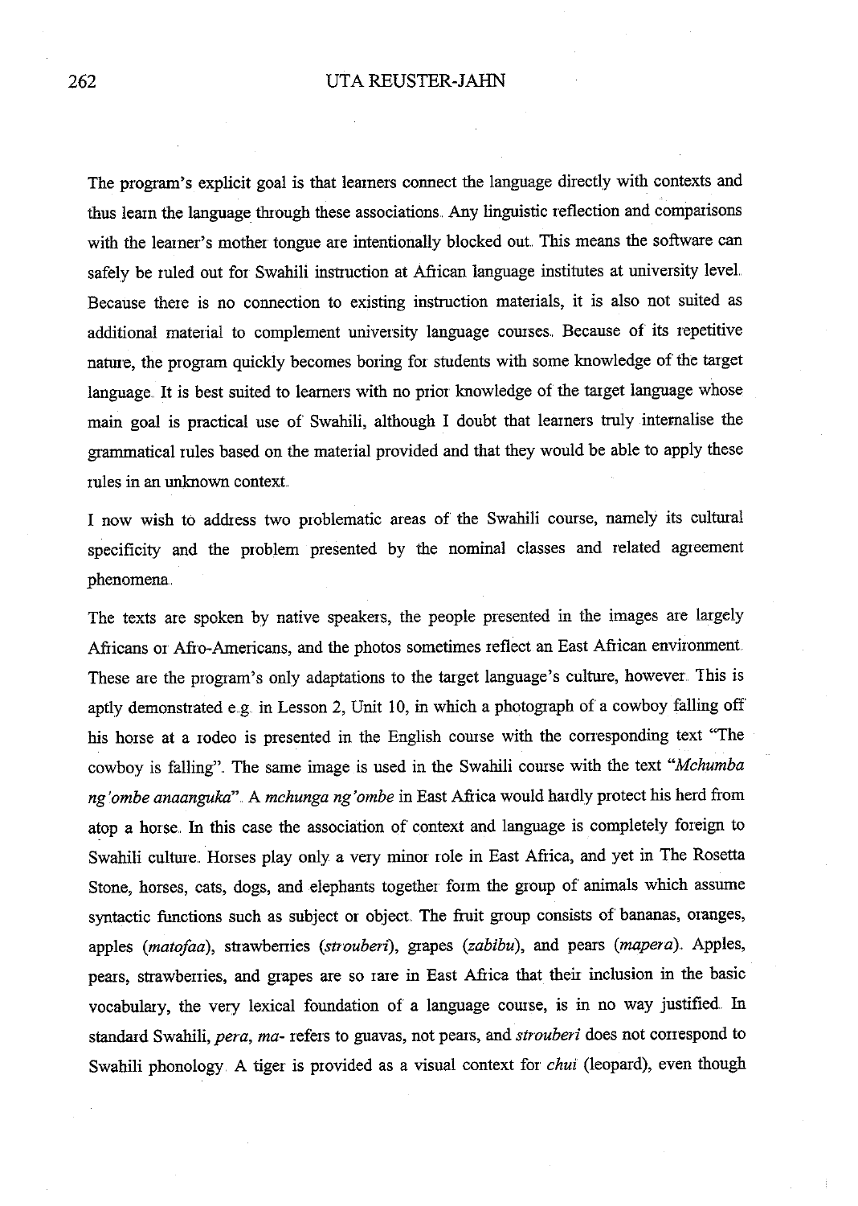The program's explicit goal is that learners connect the language directly with contexts and thus learn the language through these associations. Any linguistic reflection and comparisons with the learner's mother tongue are intentionally blocked out. This means the software can safely be ruled out for Swahili instruction at African language institutes at university level. Because there is no connection to existing instruction materials, it is also not suited as additional material to complement university language courses. Because of its repetitive nature, the program quickly becomes boring for students with some knowledge of the target language. It is best suited to learners with no prior knowledge of the target language whose main goal is practical use of Swahili, although I doubt that learners truly internalise the grammatical rules based on the material provided and that they would be able to apply these rules in an unknown context.

I now wish to address two problematic areas of the Swahili course, namely its cultural specificity and the problem presented by the nominal classes and related agreement phenomena.

The texts are spoken by native speakers, the people presented in the images are largely Africans or Afro-Americans, and the photos sometimes reflect an East African environment. These are the program's only adaptations to the target language's culture, however. This is aptly demonstrated e.g. in Lesson 2, Unit 10, in which a photograph of a cowboy falling off his horse at a rodeo is presented in the English course with the corresponding text "The cowboy is falling". The same image is used in the Swahili course with the text "*Mchumba ng'ombe anaanguka*". A *mchunga ng'ombe* in East Africa would hardly protect his herd from atop a horse. In this case the association of context and language is completely foreign to Swahili culture. Horses play only a very minor role in East Africa, and yet in The Rosetta Stone, horses, cats, dogs, and elephants together form the group of animals which assume syntactic functions such as subject or object. The fruit group consists of bananas, oranges, apples (*matofaa*), strawberries (*strouberi*), grapes (*zabibu*), and pears (*mapera*). Apples, pears, strawberries, and grapes are so rare in East Africa that their inclusion in the basic vocabulary, the very lexical foundation of a language course, is in no way justified. In standard Swahili, *pera, ma-* refers to guavas, not pears, and *strouberi* does not correspond to Swahili phonology. A tiger is provided as a visual context for *chui* (leopard), even though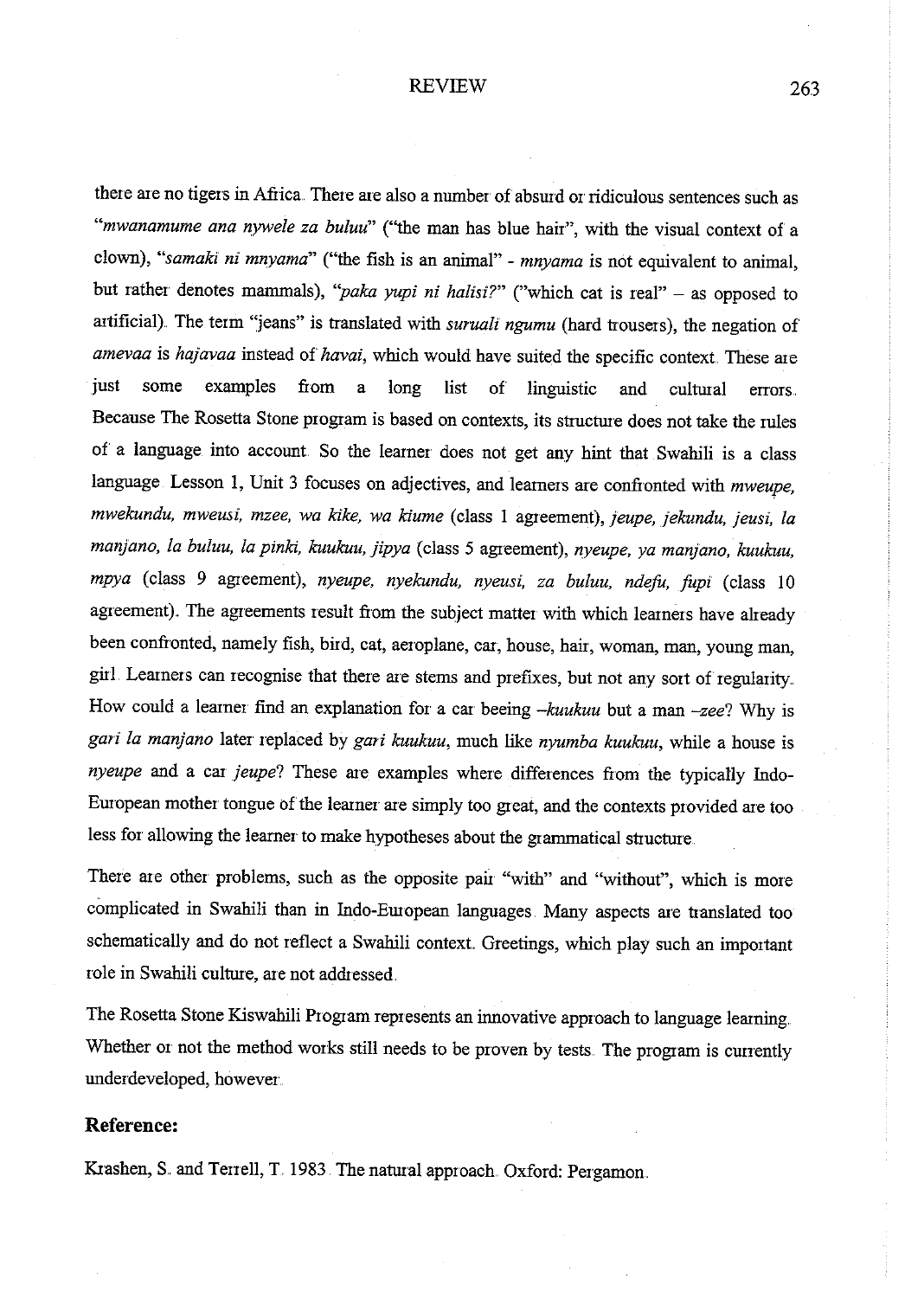there are no tigers in Africa. There are also a number of absurd or ridiculous sentences such as "*mwanamume ana nywele za buluu*" ("the man has blue hair", with the visual context of a clown), "*samaki ni mnyama*" ("the fish is an animal" - *mnyama* is not equivalent to animal, but rather denotes mammals), "*paka yupi ni halisi?*" ("which cat is real" – as opposed to artificial). The term "jeans" is translated with *suruali ngumu* (hard trousers), the negation of *amevaa* is *hajavaa* instead of *havai*, which would have suited the specific context. These are just some examples from a long list of linguistic and cultural errors. Because The Rosetta Stone program is based on contexts, its structure does not take the rules of a language into account. So the learner does not get any hint that Swahili is a class language. Lesson 1, Unit 3 focuses on adjectives, and learners are confronted with *mweupe, mwekundu, mweusi, mzee, wa kike, wa kiume* (class 1 agreement), *jeupe, jekundu, jeusi, la manjano, la buluu, la pinki, kuukuu, jipya* (class 5 agreement), *nyeupe, ya manjano, kuukuu, mpya* (class 9 agreement), *nyeupe, nyekundu, nyeusi, za buluu, ndefu, fupi* (class 10 agreement). The agreements result from the subject matter with which learners have already been confronted, namely fish, bird, cat, aeroplane, car, house, hair, woman, man, young man, girl. Learners can recognise that there are stems and prefixes, but not any sort of regularity. How could a learner find an explanation for a car beeing *-kuukuu* but a man *-zee*? Why is *gari la manjano* later replaced by *gari kuukuu*, much like *nyumba kuukuu*, while a house is *nyeupe* and a car *jeupe*? These are examples where differences from the typically Indo-European mother tongue of the learner are simply too great, and the contexts provided are too less for allowing the learner to make hypotheses about the grammatical structure.

There are other problems, such as the opposite pair "with" and "without", which is more complicated in Swahili than in Indo-European languages. Many aspects are translated too schematically and do not reflect a Swahili context. Greetings, which play such an important role in Swahili culture, are not addressed.

The Rosetta Stone Kiswahili Program represents an innovative approach to language learning. Whether or not the method works still needs to be proven by tests. The program is currently underdeveloped, however.

## Reference:

Krashen, S. and Terrell, T. 1983. The natural approach. Oxford: Pergamon.